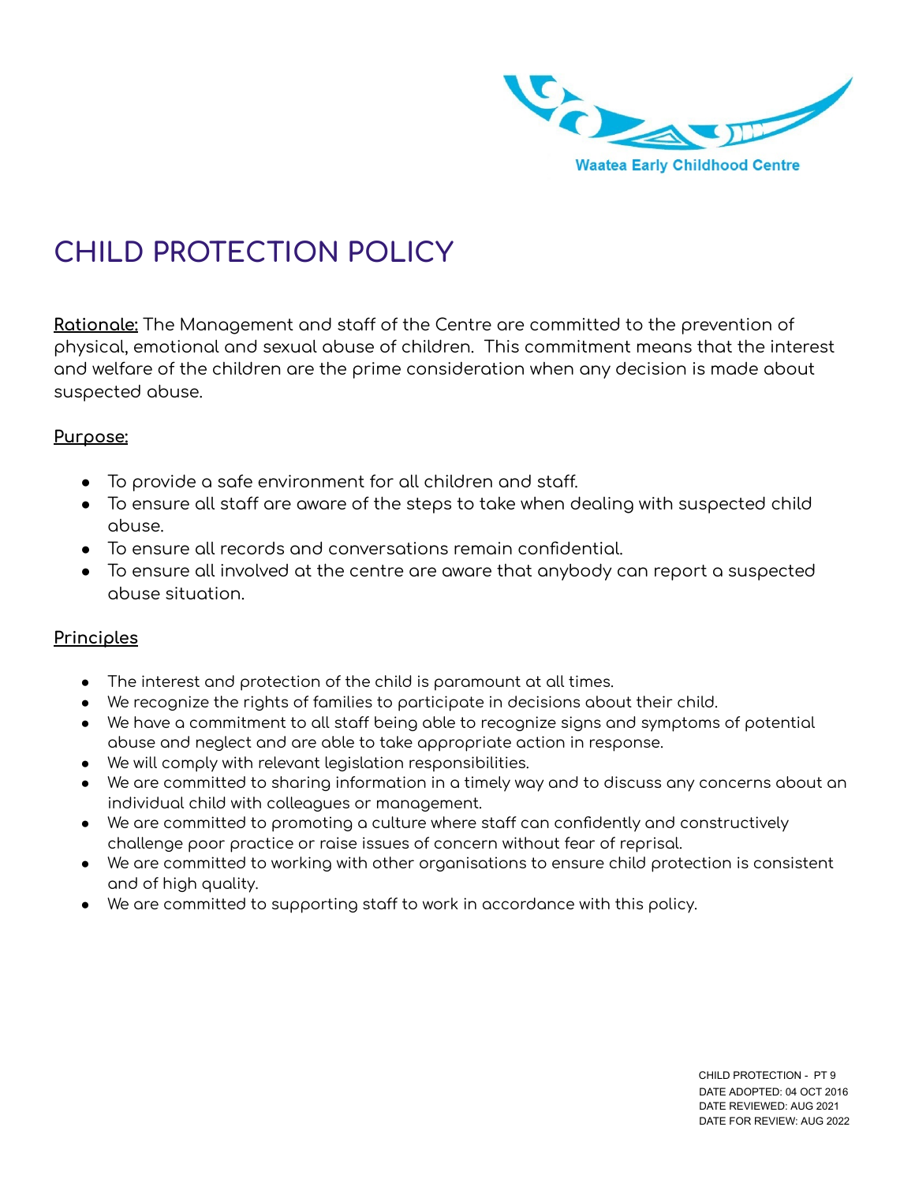Waatea Early Childhood Centre

# CHILD PROTECTION POLICY

**Rationale:** The Management and staff of the Centre are committed to the prevention of physical, emotional and sexual abuse of children. This commitment means that the interest and welfare of the children are the prime consideration when any decision is made about suspected abuse.

## Purpose:

- To provide a safe environment for all children and staff.
- To ensure all staff are aware of the steps to take when dealing with suspected child abuse.
- To ensure all records and conversations remain confidential.
- To ensure all involved at the centre are aware that anybody can report a suspected abuse situation.

## Principles

- The interest and protection of the child is paramount at all times.
- We recognize the rights of families to participate in decisions about their child.
- We have a commitment to all staff being able to recognize signs and symptoms of potential abuse and neglect and are able to take appropriate action in response.
- We will comply with relevant legislation responsibilities.
- We are committed to sharing information in a timely way and to discuss any concerns about an individual child with colleagues or management.
- We are committed to promoting a culture where staff can confidently and constructively challenge poor practice or raise issues of concern without fear of reprisal.
- We are committed to working with other organisations to ensure child protection is consistent and of high quality.
- We are committed to supporting staff to work in accordance with this policy.

CHILD PROTECTION - PT 9
DATE ADOPTED: 04 OCT 2016
DATE REVIEWED: AUG 2021
DATE FOR REVIEW: AUG 2022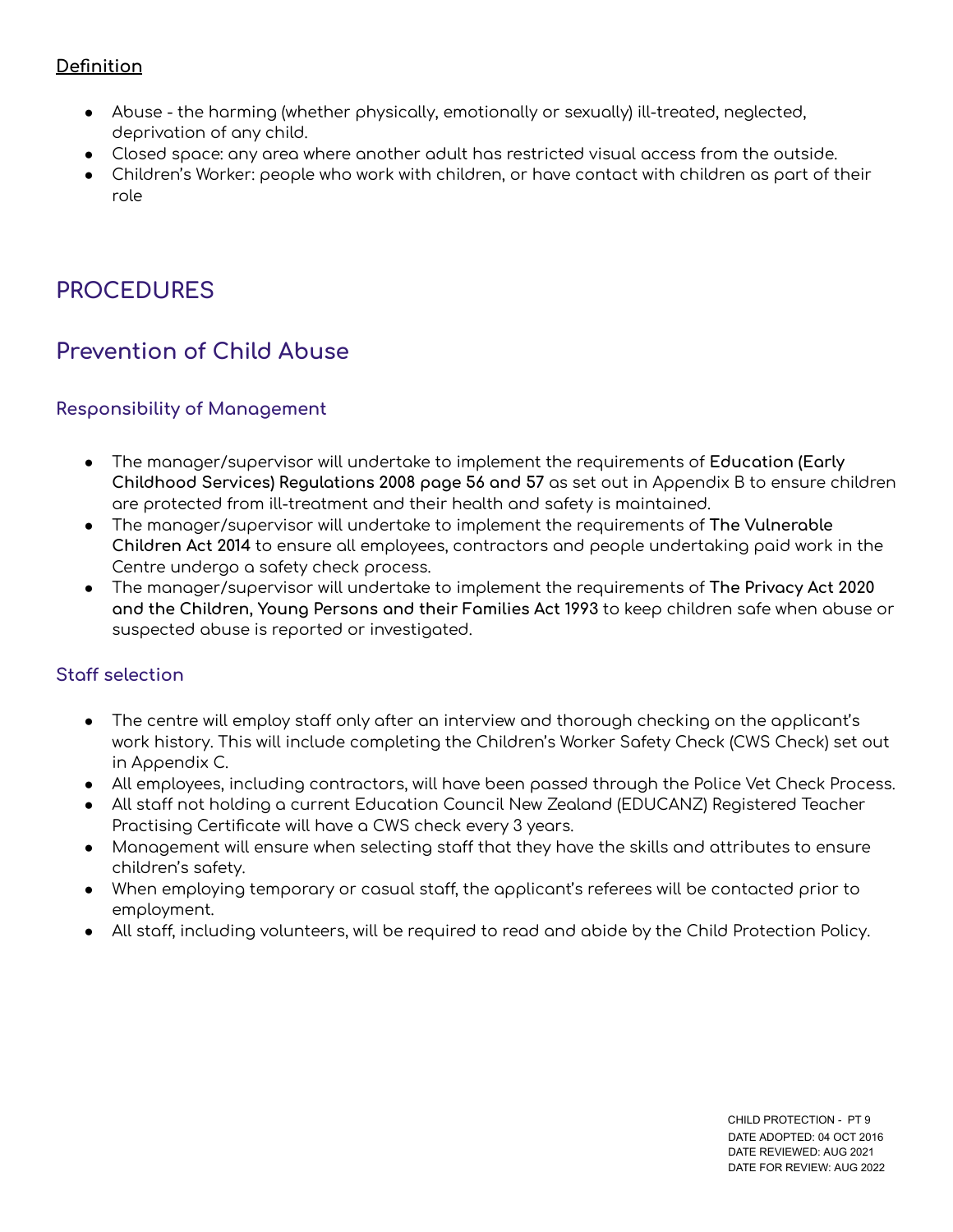**Definition**

- Abuse - the harming (whether physically, emotionally or sexually) ill-treated, neglected, deprivation of any child.
- Closed space: any area where another adult has restricted visual access from the outside.
- Children's Worker: people who work with children, or have contact with children as part of their role

# PROCEDURES

## Prevention of Child Abuse

### Responsibility of Management

- The manager/supervisor will undertake to implement the requirements of **Education (Early Childhood Services) Regulations 2008 page 56 and 57** as set out in Appendix B to ensure children are protected from ill-treatment and their health and safety is maintained.
- The manager/supervisor will undertake to implement the requirements of **The Vulnerable Children Act 2014** to ensure all employees, contractors and people undertaking paid work in the Centre undergo a safety check process.
- The manager/supervisor will undertake to implement the requirements of **The Privacy Act 2020 and the Children, Young Persons and their Families Act 1993** to keep children safe when abuse or suspected abuse is reported or investigated.

### Staff selection

- The centre will employ staff only after an interview and thorough checking on the applicant's work history. This will include completing the Children's Worker Safety Check (CWS Check) set out in Appendix C.
- All employees, including contractors, will have been passed through the Police Vet Check Process.
- All staff not holding a current Education Council New Zealand (EDUCANZ) Registered Teacher Practising Certificate will have a CWS check every 3 years.
- Management will ensure when selecting staff that they have the skills and attributes to ensure children's safety.
- When employing temporary or casual staff, the applicant's referees will be contacted prior to employment.
- All staff, including volunteers, will be required to read and abide by the Child Protection Policy.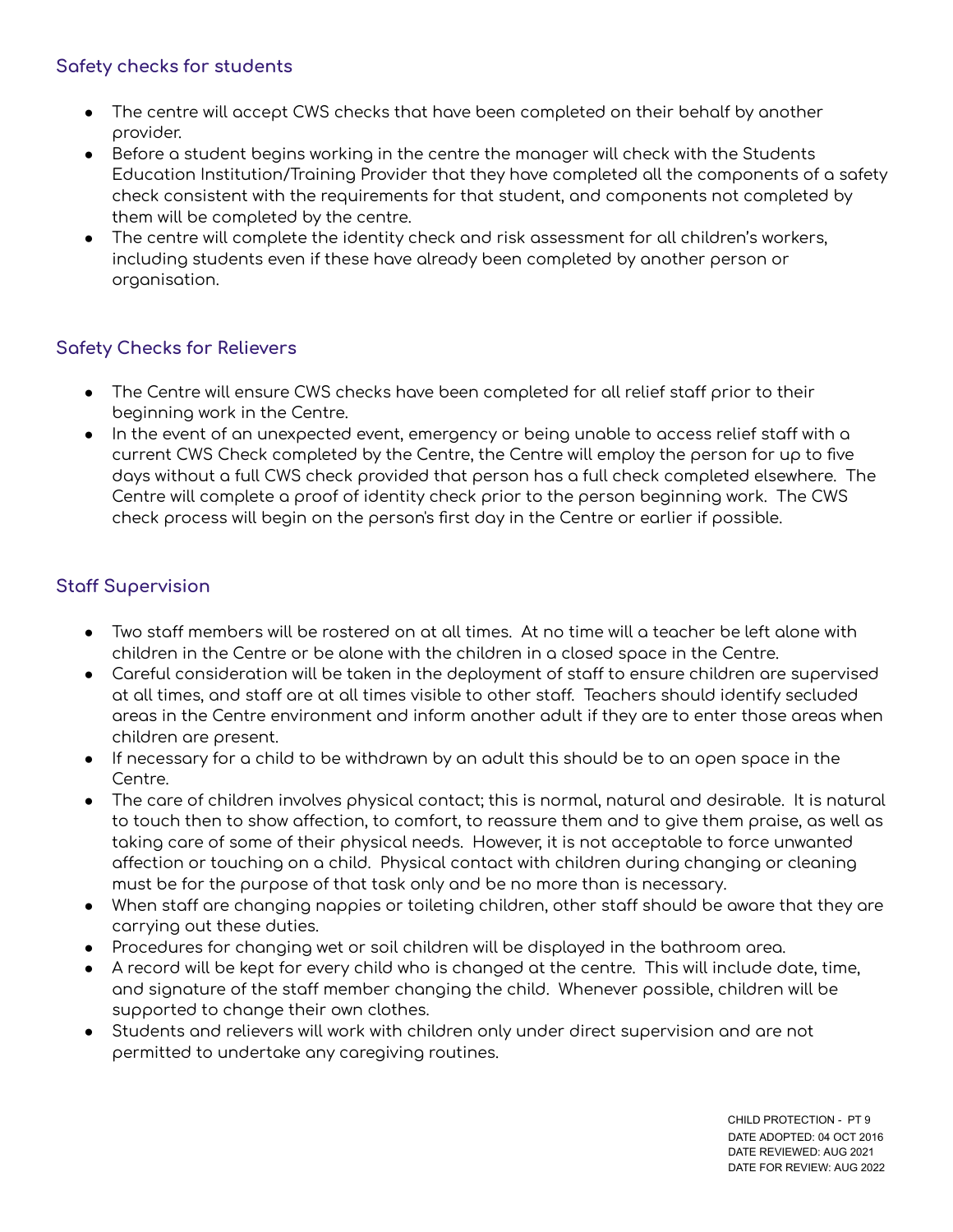### Safety checks for students

- The centre will accept CWS checks that have been completed on their behalf by another provider.
- Before a student begins working in the centre the manager will check with the Students Education Institution/Training Provider that they have completed all the components of a safety check consistent with the requirements for that student, and components not completed by them will be completed by the centre.
- The centre will complete the identity check and risk assessment for all children's workers, including students even if these have already been completed by another person or organisation.

### Safety Checks for Relievers

- The Centre will ensure CWS checks have been completed for all relief staff prior to their beginning work in the Centre.
- In the event of an unexpected event, emergency or being unable to access relief staff with a current CWS Check completed by the Centre, the Centre will employ the person for up to five days without a full CWS check provided that person has a full check completed elsewhere. The Centre will complete a proof of identity check prior to the person beginning work. The CWS check process will begin on the person's first day in the Centre or earlier if possible.

### Staff Supervision

- Two staff members will be rostered on at all times. At no time will a teacher be left alone with children in the Centre or be alone with the children in a closed space in the Centre.
- Careful consideration will be taken in the deployment of staff to ensure children are supervised at all times, and staff are at all times visible to other staff. Teachers should identify secluded areas in the Centre environment and inform another adult if they are to enter those areas when children are present.
- If necessary for a child to be withdrawn by an adult this should be to an open space in the Centre.
- The care of children involves physical contact; this is normal, natural and desirable. It is natural to touch then to show affection, to comfort, to reassure them and to give them praise, as well as taking care of some of their physical needs. However, it is not acceptable to force unwanted affection or touching on a child. Physical contact with children during changing or cleaning must be for the purpose of that task only and be no more than is necessary.
- When staff are changing nappies or toileting children, other staff should be aware that they are carrying out these duties.
- Procedures for changing wet or soil children will be displayed in the bathroom area.
- A record will be kept for every child who is changed at the centre. This will include date, time, and signature of the staff member changing the child. Whenever possible, children will be supported to change their own clothes.
- Students and relievers will work with children only under direct supervision and are not permitted to undertake any caregiving routines.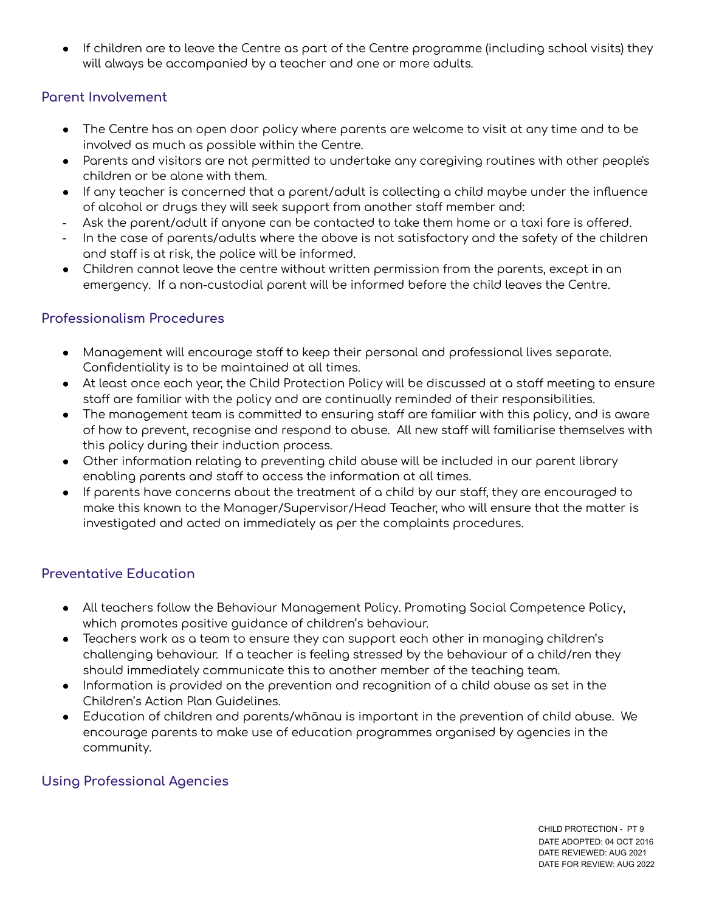- If children are to leave the Centre as part of the Centre programme (including school visits) they will always be accompanied by a teacher and one or more adults.

## Parent Involvement

- The Centre has an open door policy where parents are welcome to visit at any time and to be involved as much as possible within the Centre.
- Parents and visitors are not permitted to undertake any caregiving routines with other people's children or be alone with them.
- If any teacher is concerned that a parent/adult is collecting a child maybe under the influence of alcohol or drugs they will seek support from another staff member and:
  - Ask the parent/adult if anyone can be contacted to take them home or a taxi fare is offered.
  - In the case of parents/adults where the above is not satisfactory and the safety of the children and staff is at risk, the police will be informed.
- Children cannot leave the centre without written permission from the parents, except in an emergency. If a non-custodial parent will be informed before the child leaves the Centre.

## Professionalism Procedures

- Management will encourage staff to keep their personal and professional lives separate. Confidentiality is to be maintained at all times.
- At least once each year, the Child Protection Policy will be discussed at a staff meeting to ensure staff are familiar with the policy and are continually reminded of their responsibilities.
- The management team is committed to ensuring staff are familiar with this policy, and is aware of how to prevent, recognise and respond to abuse. All new staff will familiarise themselves with this policy during their induction process.
- Other information relating to preventing child abuse will be included in our parent library enabling parents and staff to access the information at all times.
- If parents have concerns about the treatment of a child by our staff, they are encouraged to make this known to the Manager/Supervisor/Head Teacher, who will ensure that the matter is investigated and acted on immediately as per the complaints procedures.

## Preventative Education

- All teachers follow the Behaviour Management Policy. Promoting Social Competence Policy, which promotes positive guidance of children's behaviour.
- Teachers work as a team to ensure they can support each other in managing children's challenging behaviour. If a teacher is feeling stressed by the behaviour of a child/ren they should immediately communicate this to another member of the teaching team.
- Information is provided on the prevention and recognition of a child abuse as set in the Children's Action Plan Guidelines.
- Education of children and parents/whānau is important in the prevention of child abuse. We encourage parents to make use of education programmes organised by agencies in the community.

## Using Professional Agencies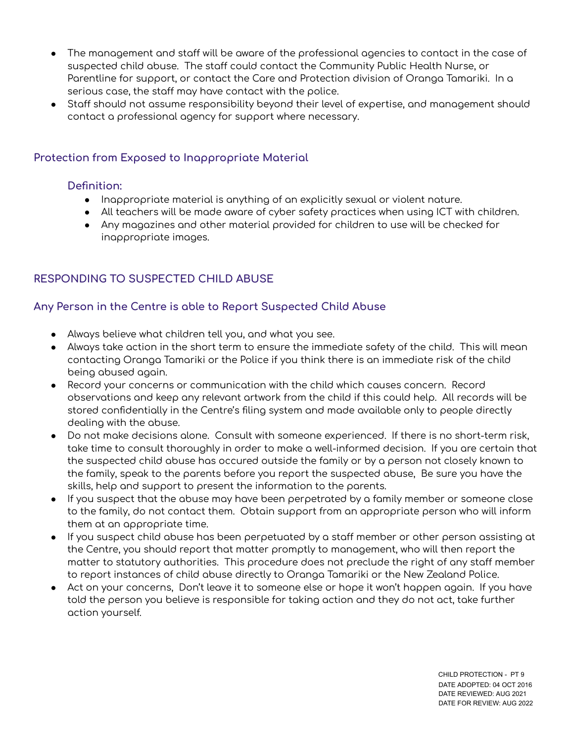- The management and staff will be aware of the professional agencies to contact in the case of suspected child abuse. The staff could contact the Community Public Health Nurse, or Parentline for support, or contact the Care and Protection division of Oranga Tamariki. In a serious case, the staff may have contact with the police.
- Staff should not assume responsibility beyond their level of expertise, and management should contact a professional agency for support where necessary.

### Protection from Exposed to Inappropriate Material

#### Definition:

- Inappropriate material is anything of an explicitly sexual or violent nature.
- All teachers will be made aware of cyber safety practices when using ICT with children.
- Any magazines and other material provided for children to use will be checked for inappropriate images.

## RESPONDING TO SUSPECTED CHILD ABUSE

### Any Person in the Centre is able to Report Suspected Child Abuse

- Always believe what children tell you, and what you see.
- Always take action in the short term to ensure the immediate safety of the child. This will mean contacting Oranga Tamariki or the Police if you think there is an immediate risk of the child being abused again.
- Record your concerns or communication with the child which causes concern. Record observations and keep any relevant artwork from the child if this could help. All records will be stored confidentially in the Centre's filing system and made available only to people directly dealing with the abuse.
- Do not make decisions alone. Consult with someone experienced. If there is no short-term risk, take time to consult thoroughly in order to make a well-informed decision. If you are certain that the suspected child abuse has occured outside the family or by a person not closely known to the family, speak to the parents before you report the suspected abuse, Be sure you have the skills, help and support to present the information to the parents.
- If you suspect that the abuse may have been perpetrated by a family member or someone close to the family, do not contact them. Obtain support from an appropriate person who will inform them at an appropriate time.
- If you suspect child abuse has been perpetuated by a staff member or other person assisting at the Centre, you should report that matter promptly to management, who will then report the matter to statutory authorities. This procedure does not preclude the right of any staff member to report instances of child abuse directly to Oranga Tamariki or the New Zealand Police.
- Act on your concerns, Don't leave it to someone else or hope it won't happen again. If you have told the person you believe is responsible for taking action and they do not act, take further action yourself.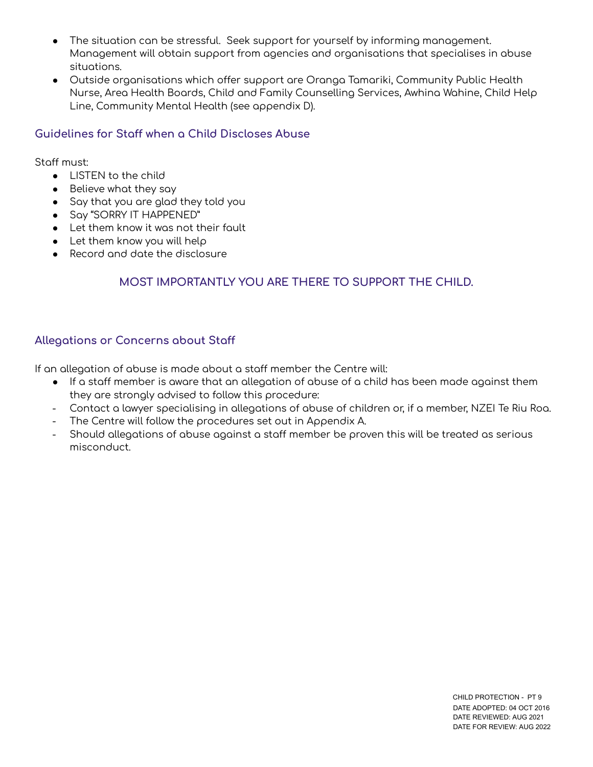- The situation can be stressful. Seek support for yourself by informing management. Management will obtain support from agencies and organisations that specialises in abuse situations.
- Outside organisations which offer support are Oranga Tamariki, Community Public Health Nurse, Area Health Boards, Child and Family Counselling Services, Awhina Wahine, Child Help Line, Community Mental Health (see appendix D).

### Guidelines for Staff when a Child Discloses Abuse

Staff must:

- LISTEN to the child
- Believe what they say
- Say that you are glad they told you
- Say "SORRY IT HAPPENED"
- Let them know it was not their fault
- Let them know you will help
- Record and date the disclosure

**MOST IMPORTANTLY YOU ARE THERE TO SUPPORT THE CHILD.**

### Allegations or Concerns about Staff

If an allegation of abuse is made about a staff member the Centre will:

- If a staff member is aware that an allegation of abuse of a child has been made against them they are strongly advised to follow this procedure:
  - Contact a lawyer specialising in allegations of abuse of children or, if a member, NZEI Te Riu Roa.
  - The Centre will follow the procedures set out in Appendix A.
  - Should allegations of abuse against a staff member be proven this will be treated as serious misconduct.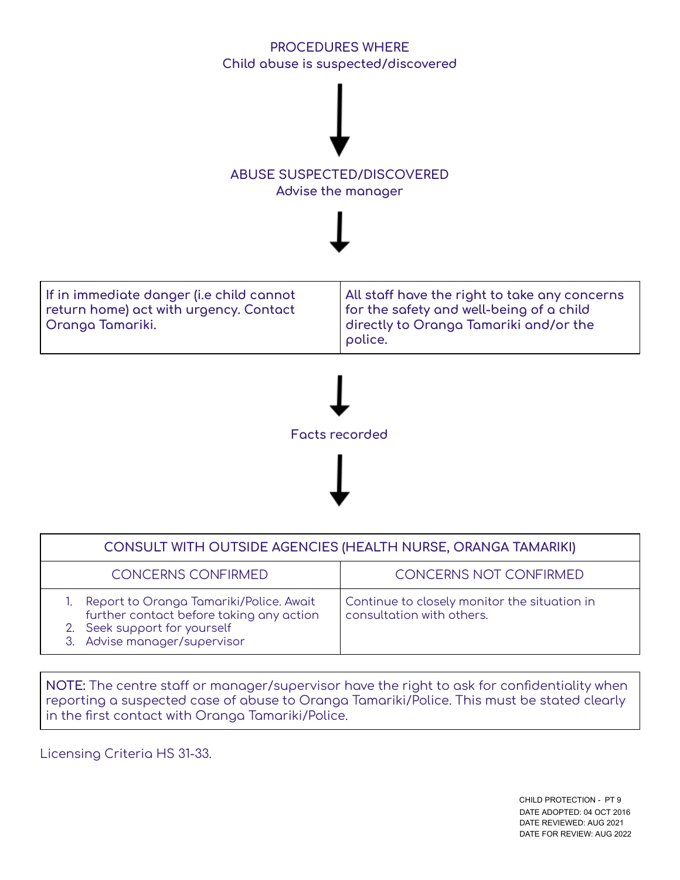## PROCEDURES WHERE
Child abuse is suspected/discovered

↓

**ABUSE SUSPECTED/DISCOVERED**
Advise the manager

↓

| If in immediate danger (i.e child cannot return home) act with urgency. Contact Oranga Tamariki. | All staff have the right to take any concerns for the safety and well-being of a child directly to Oranga Tamariki and/or the police. |
|---|---|

↓

Facts recorded

↓

| CONSULT WITH OUTSIDE AGENCIES (HEALTH NURSE, ORANGA TAMARIKI) | |
|---|---|
| CONCERNS CONFIRMED | CONCERNS NOT CONFIRMED |
| 1. Report to Oranga Tamariki/Police. Await further contact before taking any action<br>2. Seek support for yourself<br>3. Advise manager/supervisor | Continue to closely monitor the situation in consultation with others. |

**NOTE:** The centre staff or manager/supervisor have the right to ask for confidentiality when reporting a suspected case of abuse to Oranga Tamariki/Police. This must be stated clearly in the first contact with Oranga Tamariki/Police.

Licensing Criteria HS 31-33.

CHILD PROTECTION - PT 9
DATE ADOPTED: 04 OCT 2016
DATE REVIEWED: AUG 2021
DATE FOR REVIEW: AUG 2022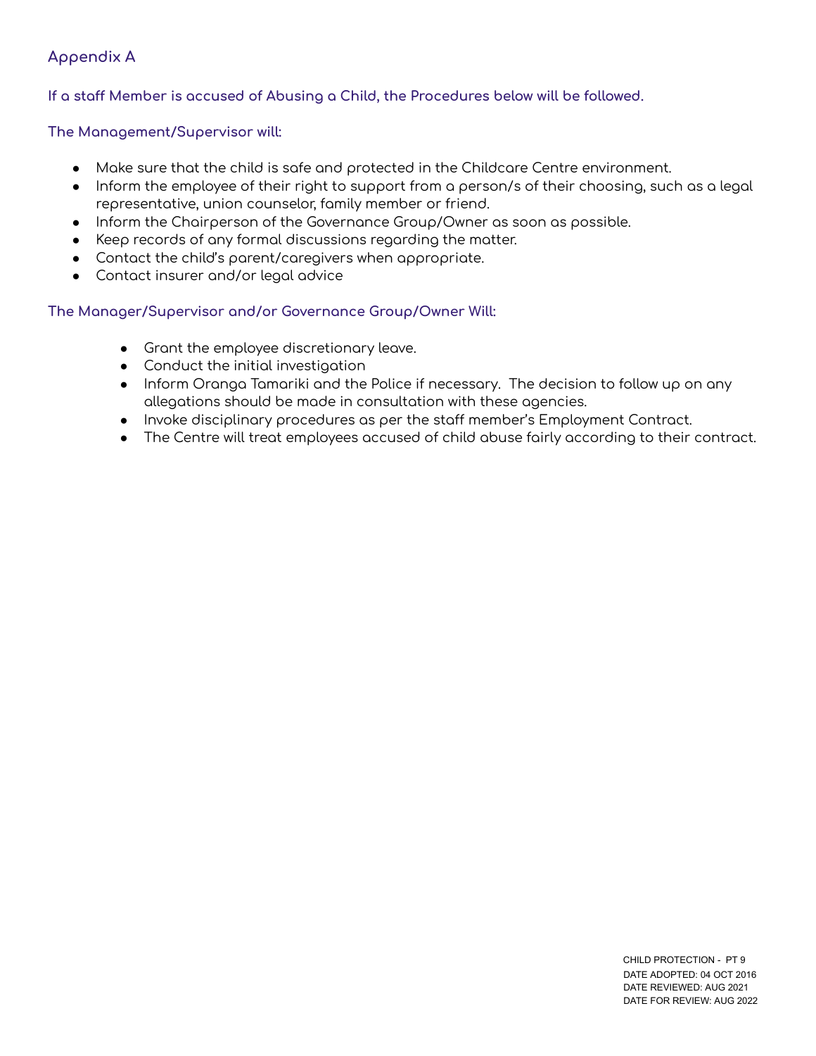## Appendix A

### If a staff Member is accused of Abusing a Child, the Procedures below will be followed.

### The Management/Supervisor will:

- Make sure that the child is safe and protected in the Childcare Centre environment.
- Inform the employee of their right to support from a person/s of their choosing, such as a legal representative, union counselor, family member or friend.
- Inform the Chairperson of the Governance Group/Owner as soon as possible.
- Keep records of any formal discussions regarding the matter.
- Contact the child's parent/caregivers when appropriate.
- Contact insurer and/or legal advice

### The Manager/Supervisor and/or Governance Group/Owner Will:

- Grant the employee discretionary leave.
- Conduct the initial investigation
- Inform Oranga Tamariki and the Police if necessary. The decision to follow up on any allegations should be made in consultation with these agencies.
- Invoke disciplinary procedures as per the staff member's Employment Contract.
- The Centre will treat employees accused of child abuse fairly according to their contract.

CHILD PROTECTION - PT 9
DATE ADOPTED: 04 OCT 2016
DATE REVIEWED: AUG 2021
DATE FOR REVIEW: AUG 2022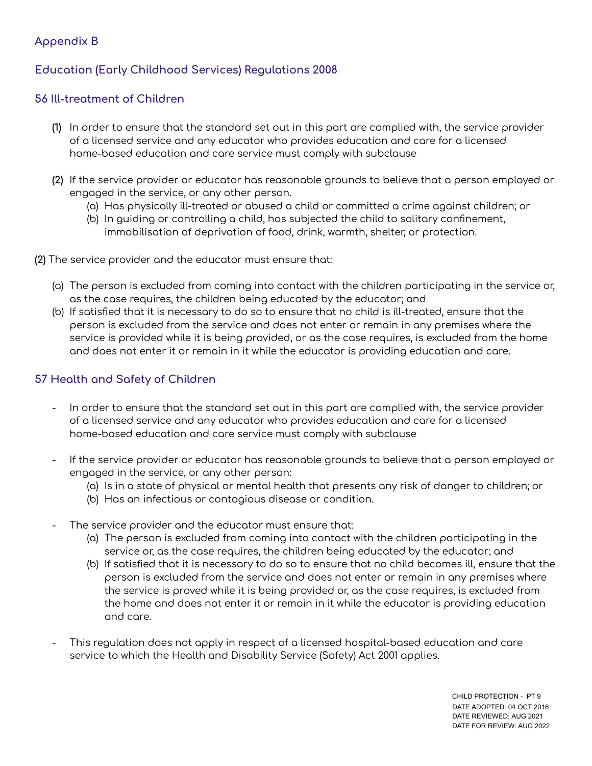## Appendix B

## Education (Early Childhood Services) Regulations 2008

### 56 Ill-treatment of Children

**(1)** In order to ensure that the standard set out in this part are complied with, the service provider of a licensed service and any educator who provides education and care for a licensed home-based education and care service must comply with subclause

**(2)** If the service provider or educator has reasonable grounds to believe that a person employed or engaged in the service, or any other person.

- (a) Has physically ill-treated or abused a child or committed a crime against children; or
- (b) In guiding or controlling a child, has subjected the child to solitary confinement, immobilisation of deprivation of food, drink, warmth, shelter, or protection.

**(2)** The service provider and the educator must ensure that:

- (a) The person is excluded from coming into contact with the children participating in the service or, as the case requires, the children being educated by the educator; and
- (b) If satisfied that it is necessary to do so to ensure that no child is ill-treated, ensure that the person is excluded from the service and does not enter or remain in any premises where the service is provided while it is being provided, or as the case requires, is excluded from the home and does not enter it or remain in it while the educator is providing education and care.

### 57 Health and Safety of Children

- In order to ensure that the standard set out in this part are complied with, the service provider of a licensed service and any educator who provides education and care for a licensed home-based education and care service must comply with subclause
- If the service provider or educator has reasonable grounds to believe that a person employed or engaged in the service, or any other person:
  - (a) Is in a state of physical or mental health that presents any risk of danger to children; or
  - (b) Has an infectious or contagious disease or condition.
- The service provider and the educator must ensure that:
  - (a) The person is excluded from coming into contact with the children participating in the service or, as the case requires, the children being educated by the educator; and
  - (b) If satisfied that it is necessary to do so to ensure that no child becomes ill, ensure that the person is excluded from the service and does not enter or remain in any premises where the service is proved while it is being provided or, as the case requires, is excluded from the home and does not enter it or remain in it while the educator is providing education and care.
- This regulation does not apply in respect of a licensed hospital-based education and care service to which the Health and Disability Service (Safety) Act 2001 applies.

CHILD PROTECTION - PT 9
DATE ADOPTED: 04 OCT 2016
DATE REVIEWED: AUG 2021
DATE FOR REVIEW: AUG 2022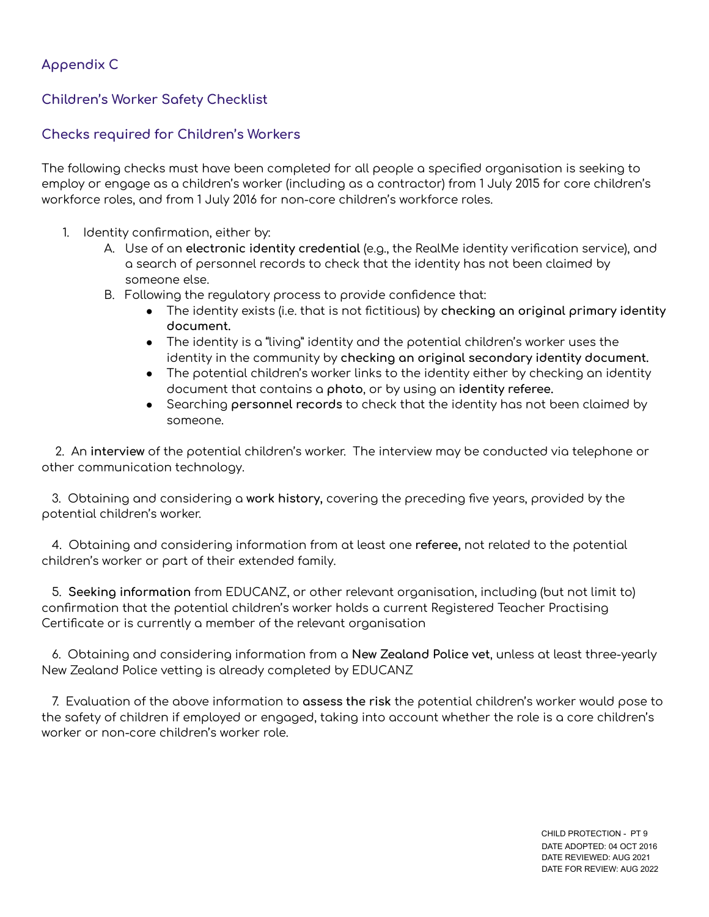## Appendix C

## Children's Worker Safety Checklist

### Checks required for Children's Workers

The following checks must have been completed for all people a specified organisation is seeking to employ or engage as a children's worker (including as a contractor) from 1 July 2015 for core children's workforce roles, and from 1 July 2016 for non-core children's workforce roles.

1. Identity confirmation, either by:
   A. Use of an **electronic identity credential** (e.g., the RealMe identity verification service), and a search of personnel records to check that the identity has not been claimed by someone else.
   B. Following the regulatory process to provide confidence that:
      - The identity exists (i.e. that is not fictitious) by **checking an original primary identity document.**
      - The identity is a "living" identity and the potential children's worker uses the identity in the community by **checking an original secondary identity document.**
      - The potential children's worker links to the identity either by checking an identity document that contains a **photo**, or by using an **identity referee.**
      - Searching **personnel records** to check that the identity has not been claimed by someone.

2. An **interview** of the potential children's worker. The interview may be conducted via telephone or other communication technology.

3. Obtaining and considering a **work history,** covering the preceding five years, provided by the potential children's worker.

4. Obtaining and considering information from at least one **referee,** not related to the potential children's worker or part of their extended family.

5. **Seeking information** from EDUCANZ, or other relevant organisation, including (but not limit to) confirmation that the potential children's worker holds a current Registered Teacher Practising Certificate or is currently a member of the relevant organisation

6. Obtaining and considering information from a **New Zealand Police vet**, unless at least three-yearly New Zealand Police vetting is already completed by EDUCANZ

7. Evaluation of the above information to **assess the risk** the potential children's worker would pose to the safety of children if employed or engaged, taking into account whether the role is a core children's worker or non-core children's worker role.

CHILD PROTECTION - PT 9
DATE ADOPTED: 04 OCT 2016
DATE REVIEWED: AUG 2021
DATE FOR REVIEW: AUG 2022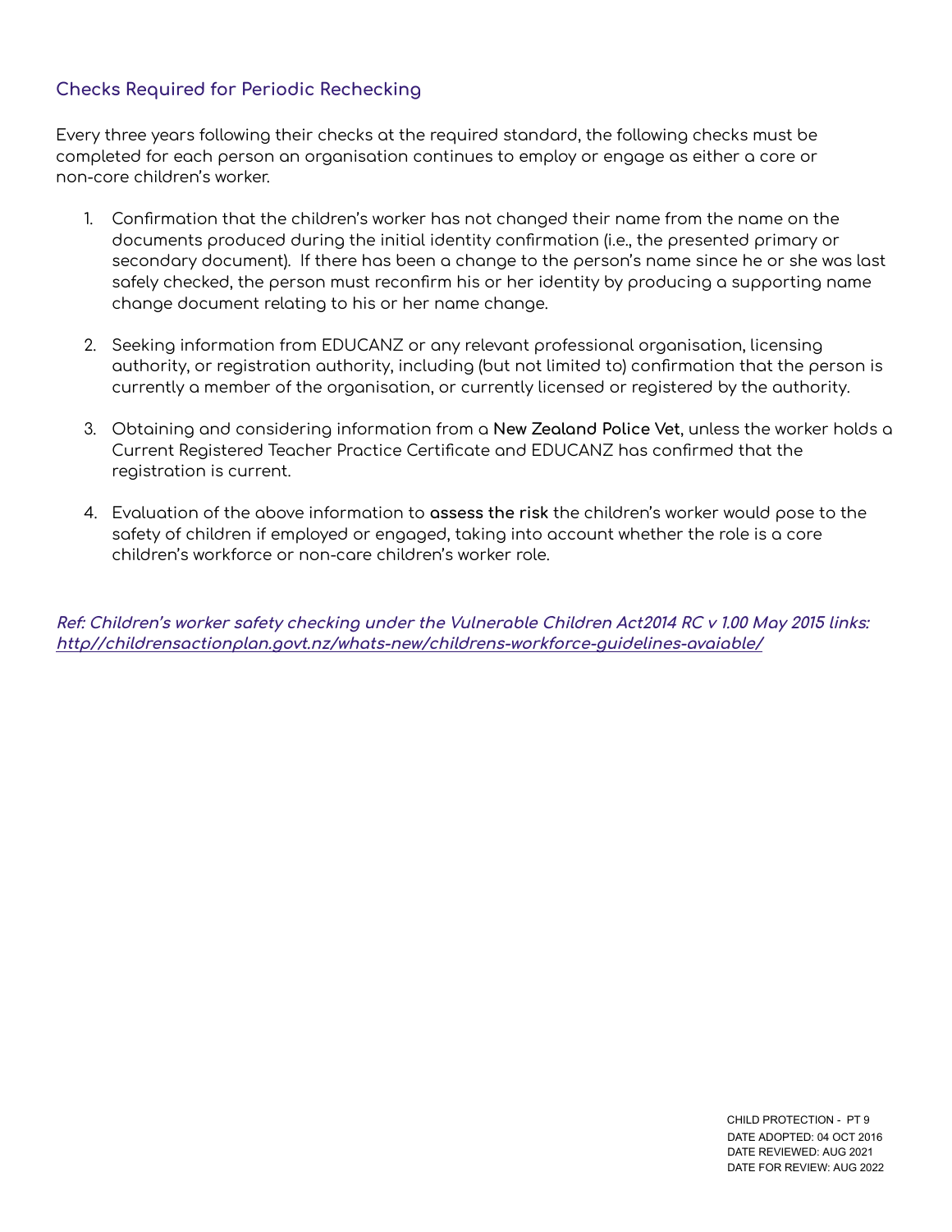### Checks Required for Periodic Rechecking

Every three years following their checks at the required standard, the following checks must be completed for each person an organisation continues to employ or engage as either a core or non-core children's worker.

1. Confirmation that the children's worker has not changed their name from the name on the documents produced during the initial identity confirmation (i.e., the presented primary or secondary document). If there has been a change to the person's name since he or she was last safely checked, the person must reconfirm his or her identity by producing a supporting name change document relating to his or her name change.

2. Seeking information from EDUCANZ or any relevant professional organisation, licensing authority, or registration authority, including (but not limited to) confirmation that the person is currently a member of the organisation, or currently licensed or registered by the authority.

3. Obtaining and considering information from a **New Zealand Police Vet**, unless the worker holds a Current Registered Teacher Practice Certificate and EDUCANZ has confirmed that the registration is current.

4. Evaluation of the above information to **assess the risk** the children's worker would pose to the safety of children if employed or engaged, taking into account whether the role is a core children's workforce or non-care children's worker role.

***Ref: Children's worker safety checking under the Vulnerable Children Act2014 RC v 1.00 May 2015 links: http//childrensactionplan.govt.nz/whats-new/childrens-workforce-guidelines-avaiable/***

CHILD PROTECTION - PT 9
DATE ADOPTED: 04 OCT 2016
DATE REVIEWED: AUG 2021
DATE FOR REVIEW: AUG 2022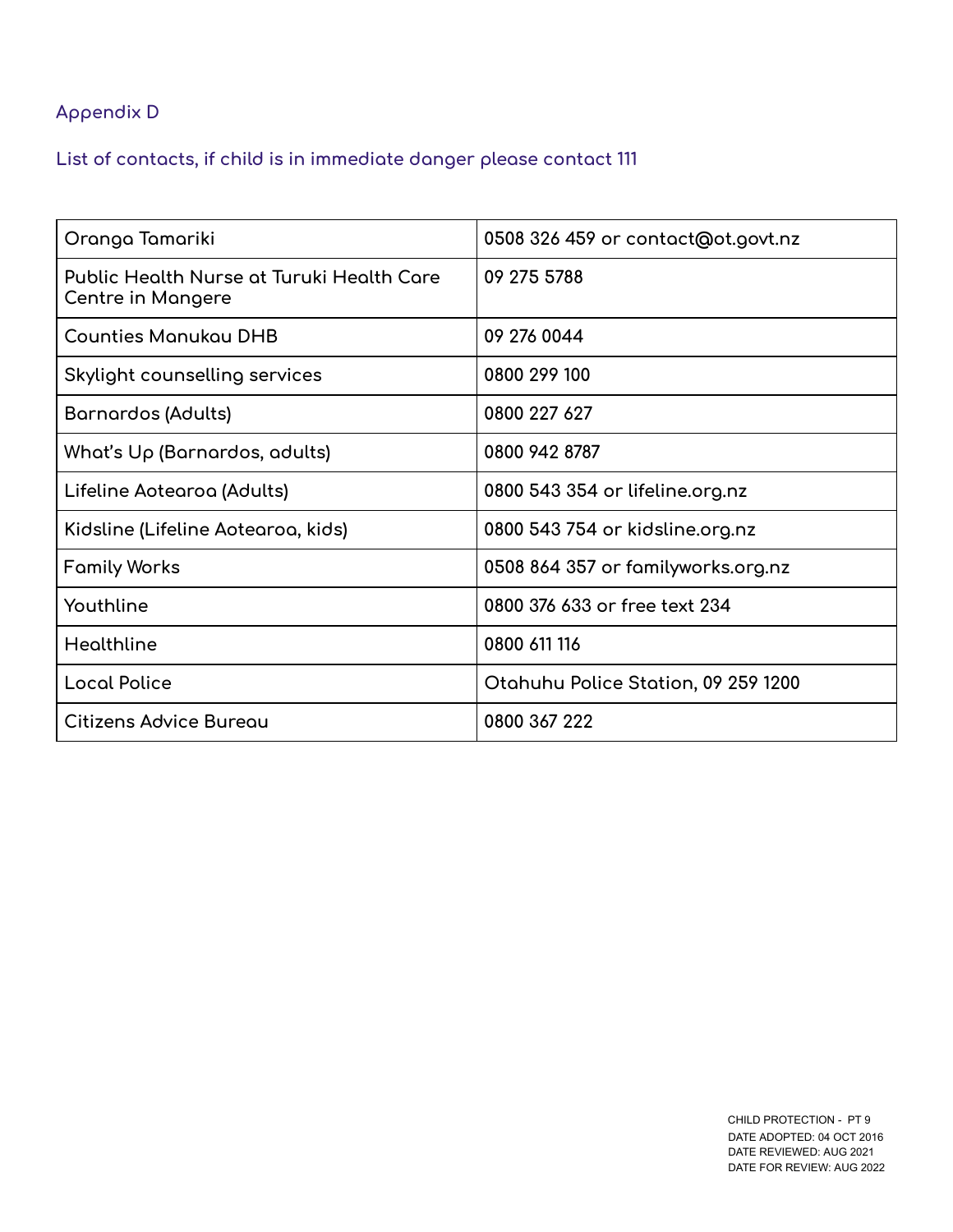## Appendix D

## List of contacts, if child is in immediate danger please contact 111

| | |
|---|---|
| Oranga Tamariki | 0508 326 459 or contact@ot.govt.nz |
| Public Health Nurse at Turuki Health Care Centre in Mangere | 09 275 5788 |
| Counties Manukau DHB | 09 276 0044 |
| Skylight counselling services | 0800 299 100 |
| Barnardos (Adults) | 0800 227 627 |
| What's Up (Barnardos, adults) | 0800 942 8787 |
| Lifeline Aotearoa (Adults) | 0800 543 354 or lifeline.org.nz |
| Kidsline (Lifeline Aotearoa, kids) | 0800 543 754 or kidsline.org.nz |
| Family Works | 0508 864 357 or familyworks.org.nz |
| Youthline | 0800 376 633 or free text 234 |
| Healthline | 0800 611 116 |
| Local Police | Otahuhu Police Station, 09 259 1200 |
| Citizens Advice Bureau | 0800 367 222 |

CHILD PROTECTION - PT 9
DATE ADOPTED: 04 OCT 2016
DATE REVIEWED: AUG 2021
DATE FOR REVIEW: AUG 2022